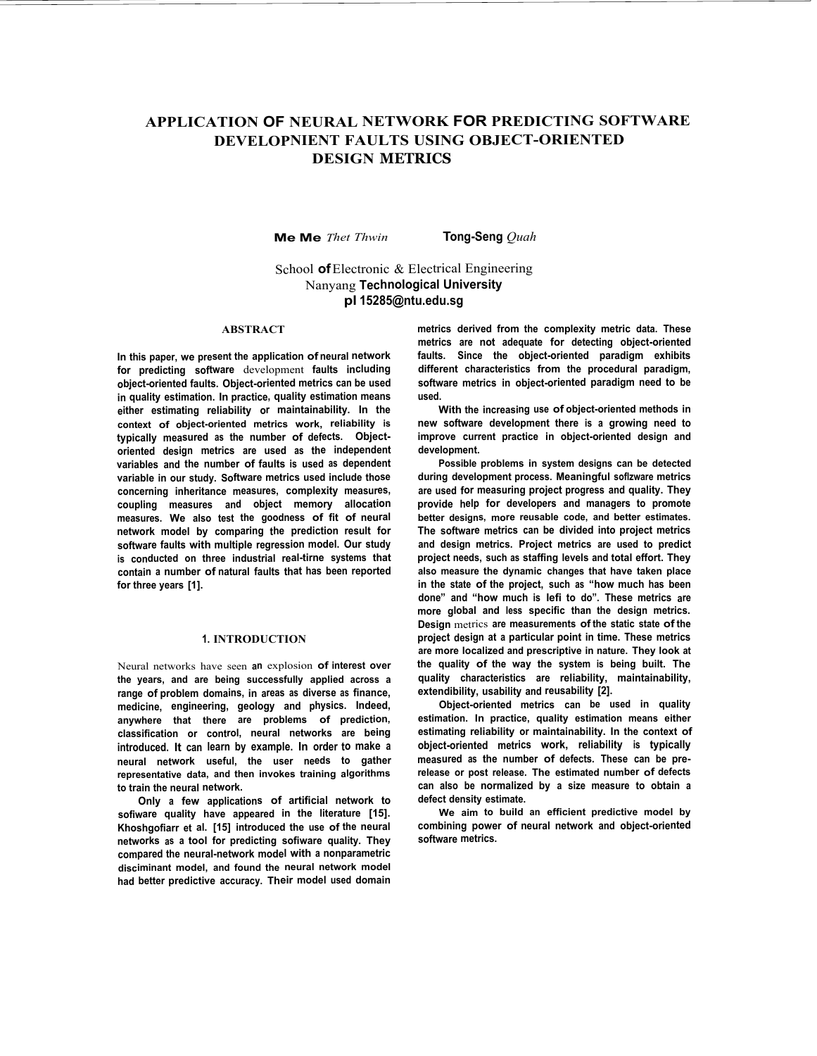# APPLICATION OF NEURAL NETWORK FOR PREDICTING SOFTWARE DEVELOPNIENT FAULTS USING OBJECT-ORIENTED DESIGN METRICS

**Me Me** *Thet Thwin* **Tong-Seng** *Quah*

School of Electronic & Electrical Engineering
Nanyang Technological University
pl 15285@ntu.edu.sg

## ABSTRACT

In this paper, we present the application of neural network for predicting software development faults including object-oriented faults. Object-oriented metrics can be used in quality estimation. In practice, quality estimation means either estimating reliability or maintainability. In the context of object-oriented metrics work, reliability is typically measured as the number of defects. Object-oriented design metrics are used as the independent variables and the number of faults is used as dependent variable in our study. Software metrics used include those concerning inheritance measures, complexity measures, coupling measures and object memory allocation measures. We also test the goodness of fit of neural network model by comparing the prediction result for software faults with multiple regression model. Our study is conducted on three industrial real-tirne systems that contain a number of natural faults that has been reported for three years [1].

## 1. INTRODUCTION

Neural networks have seen an explosion of interest over the years, and are being successfully applied across a range of problem domains, in areas as diverse as finance, medicine, engineering, geology and physics. Indeed, anywhere that there are problems of prediction, classification or control, neural networks are being introduced. It can learn by example. In order to make a neural network useful, the user needs to gather representative data, and then invokes training algorithms to train the neural network.

Only a few applications of artificial network to sofiware quality have appeared in the literature [15]. Khoshgofiarr et al. [15] introduced the use of the neural networks as a tool for predicting sofiware quality. They compared the neural-network model with a nonparametric disciminant model, and found the neural network model had better predictive accuracy. Their model used domain metrics derived from the complexity metric data. These metrics are not adequate for detecting object-oriented faults. Since the object-oriented paradigm exhibits different characteristics from the procedural paradigm, software metrics in object-oriented paradigm need to be used.

With the increasing use of object-oriented methods in new software development there is a growing need to improve current practice in object-oriented design and development.

Possible problems in system designs can be detected during development process. Meaningful soflzware metrics are used for measuring project progress and quality. They provide help for developers and managers to promote better designs, more reusable code, and better estimates. The software metrics can be divided into project metrics and design metrics. Project metrics are used to predict project needs, such as staffing levels and total effort. They also measure the dynamic changes that have taken place in the state of the project, such as "how much has been done" and "how much is lefi to do". These metrics are more global and less specific than the design metrics. Design metrics are measurements of the static state of the project design at a particular point in time. These metrics are more localized and prescriptive in nature. They look at the quality of the way the system is being built. The quality characteristics are reliability, maintainability, extendibility, usability and reusability [2].

Object-oriented metrics can be used in quality estimation. In practice, quality estimation means either estimating reliability or maintainability. In the context of object-oriented metrics work, reliability is typically measured as the number of defects. These can be pre-release or post release. The estimated number of defects can also be normalized by a size measure to obtain a defect density estimate.

We aim to build an efficient predictive model by combining power of neural network and object-oriented software metrics.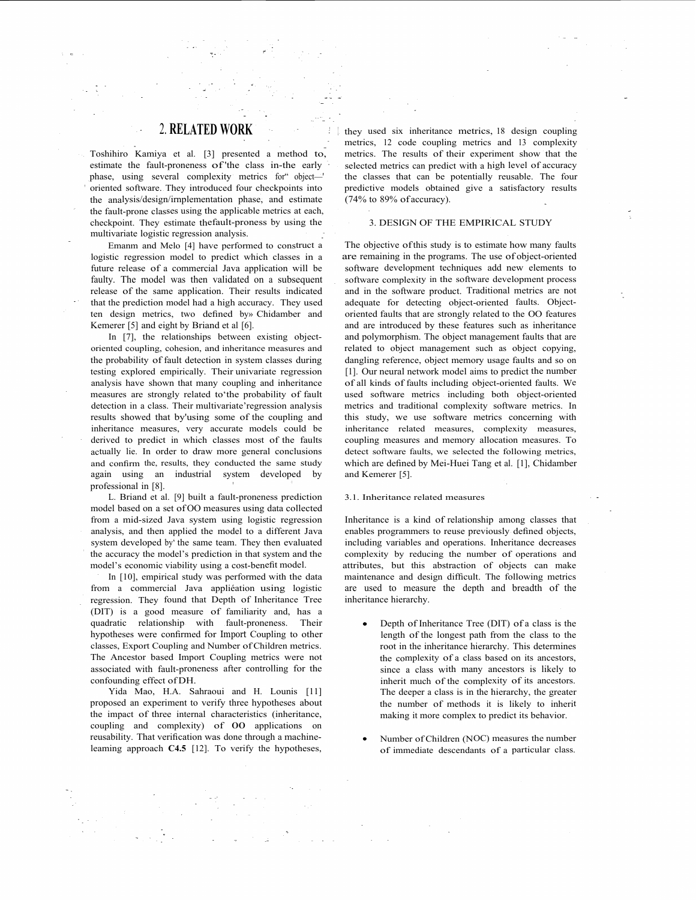## 2. RELATED WORK

Toshihiro Kamiya et al. [3] presented a method to, estimate the fault-proneness of the class in the early phase, using several complexity metrics for object-oriented software. They introduced four checkpoints into the analysis/design/implementation phase, and estimate the fault-prone classes using the applicable metrics at each, checkpoint. They estimate thefault-proness by using the multivariate logistic regression analysis.

Emanm and Melo [4] have performed to construct a logistic regression model to predict which classes in a future release of a commercial Java application will be faulty. The model was then validated on a subsequent release of the same application. Their results indicated that the prediction model had a high accuracy. They used ten design metrics, two defined by Chidamber and Kemerer [5] and eight by Briand et al [6].

In [7], the relationships between existing object-oriented coupling, cohesion, and inheritance measures and the probability of fault detection in system classes during testing explored empirically. Their univariate regression analysis have shown that many coupling and inheritance measures are strongly related to the probability of fault detection in a class. Their multivariate regression analysis results showed that by using some of the coupling and inheritance measures, very accurate models could be derived to predict in which classes most of the faults actually lie. In order to draw more general conclusions and confirm the, results, they conducted the same study again using an industrial system developed by professional in [8].

L. Briand et al. [9] built a fault-proneness prediction model based on a set of OO measures using data collected from a mid-sized Java system using logistic regression analysis, and then applied the model to a different Java system developed by the same team. They then evaluated the accuracy the model's prediction in that system and the model's economic viability using a cost-benefit model.

In [10], empirical study was performed with the data from a commercial Java appliéation using logistic regression. They found that Depth of Inheritance Tree (DIT) is a good measure of familiarity and, has a quadratic relationship with fault-proneness. Their hypotheses were confirmed for Import Coupling to other classes, Export Coupling and Number of Children metrics. The Ancestor based Import Coupling metrics were not associated with fault-proneness after controlling for the confounding effect of DH.

Yida Mao, H.A. Sahraoui and H. Lounis [11] proposed an experiment to verify three hypotheses about the impact of three internal characteristics (inheritance, coupling and complexity) of **OO** applications on reusability. That verification was done through a machine-leaming approach **C4.5** [12]. To verify the hypotheses, they used six inheritance metrics, 18 design coupling metrics, 12 code coupling metrics and 13 complexity metrics. The results of their experiment show that the selected metrics can predict with a high level of accuracy the classes that can be potentially reusable. The four predictive models obtained give a satisfactory results (74% to 89% of accuracy).

## 3. DESIGN OF THE EMPIRICAL STUDY

The objective of this study is to estimate how many faults are remaining in the programs. The use of object-oriented software development techniques add new elements to software complexity in the software development process and in the software product. Traditional metrics are not adequate for detecting object-oriented faults. Object-oriented faults that are strongly related to the OO features and are introduced by these features such as inheritance and polymorphism. The object management faults that are related to object management such as object copying, dangling reference, object memory usage faults and so on [1]. Our neural network model aims to predict the number of all kinds of faults including object-oriented faults. We used software metrics including both object-oriented metrics and traditional complexity software metrics. In this study, we use software metrics concerning with inheritance related measures, complexity measures, coupling measures and memory allocation measures. To detect software faults, we selected the following metrics, which are defined by Mei-Huei Tang et al. [1], Chidamber and Kemerer [5].

### 3.1. Inheritance related measures

Inheritance is a kind of relationship among classes that enables programmers to reuse previously defined objects, including variables and operations. Inheritance decreases complexity by reducing the number of operations and attributes, but this abstraction of objects can make maintenance and design difficult. The following metrics are used to measure the depth and breadth of the inheritance hierarchy.

- Depth of Inheritance Tree (DIT) of a class is the length of the longest path from the class to the root in the inheritance hierarchy. This determines the complexity of a class based on its ancestors, since a class with many ancestors is likely to inherit much of the complexity of its ancestors. The deeper a class is in the hierarchy, the greater the number of methods it is likely to inherit making it more complex to predict its behavior.

- Number of Children (NOC) measures the number of immediate descendants of a particular class.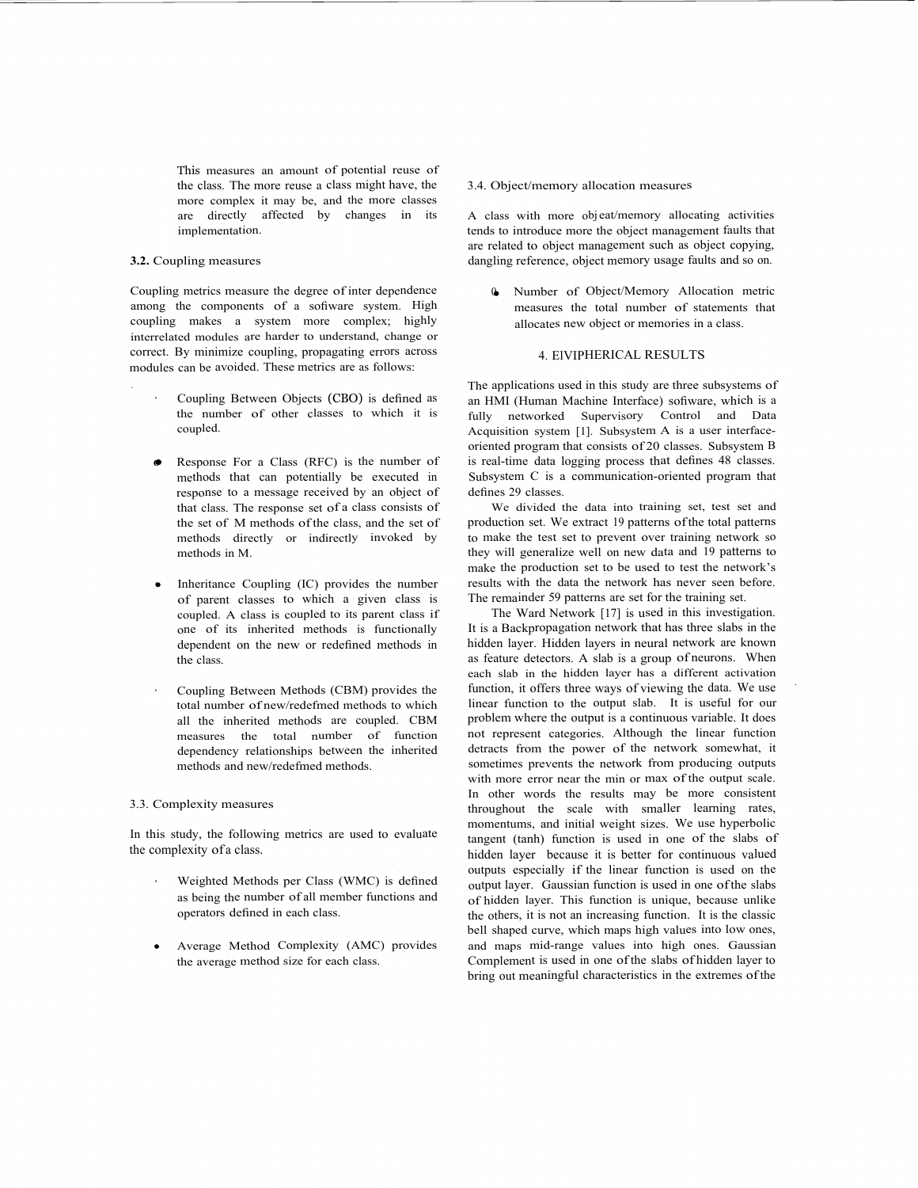This measures an amount of potential reuse of the class. The more reuse a class might have, the more complex it may be, and the more classes are directly affected by changes in its implementation.

### 3.2. Coupling measures

Coupling metrics measure the degree of inter dependence among the components of a sofiware system. High coupling makes a system more complex; highly interrelated modules are harder to understand, change or correct. By minimize coupling, propagating errors across modules can be avoided. These metrics are as follows:

- Coupling Between Objects (CBO) is defined as the number of other classes to which it is coupled.
- Response For a Class (RFC) is the number of methods that can potentially be executed in response to a message received by an object of that class. The response set of a class consists of the set of M methods of the class, and the set of methods directly or indirectly invoked by methods in M.
- Inheritance Coupling (IC) provides the number of parent classes to which a given class is coupled. A class is coupled to its parent class if one of its inherited methods is functionally dependent on the new or redefined methods in the class.
- Coupling Between Methods (CBM) provides the total number of new/redefmed methods to which all the inherited methods are coupled. CBM measures the total number of function dependency relationships between the inherited methods and new/redefmed methods.

### 3.3. Complexity measures

In this study, the following metrics are used to evaluate the complexity of a class.

- Weighted Methods per Class (WMC) is defined as being the number of all member functions and operators defined in each class.
- Average Method Complexity (AMC) provides the average method size for each class.

### 3.4. Object/memory allocation measures

A class with more objeat/memory allocating activities tends to introduce more the object management faults that are related to object management such as object copying, dangling reference, object memory usage faults and so on.

- Number of Object/Memory Allocation metric measures the total number of statements that allocates new object or memories in a class.

## 4. ElVIPHERICAL RESULTS

The applications used in this study are three subsystems of an HMI (Human Machine Interface) sofiware, which is a fully networked Supervisory Control and Data Acquisition system [1]. Subsystem A is a user interface-oriented program that consists of 20 classes. Subsystem B is real-time data logging process that defines 48 classes. Subsystem C is a communication-oriented program that defines 29 classes.

We divided the data into training set, test set and production set. We extract 19 patterns of the total patterns to make the test set to prevent over training network so they will generalize well on new data and 19 patterns to make the production set to be used to test the network's results with the data the network has never seen before. The remainder 59 patterns are set for the training set.

The Ward Network [17] is used in this investigation. It is a Backpropagation network that has three slabs in the hidden layer. Hidden layers in neural network are known as feature detectors. A slab is a group of neurons. When each slab in the hidden layer has a different activation function, it offers three ways of viewing the data. We use linear function to the output slab. It is useful for our problem where the output is a continuous variable. It does not represent categories. Although the linear function detracts from the power of the network somewhat, it sometimes prevents the network from producing outputs with more error near the min or max of the output scale. In other words the results may be more consistent throughout the scale with smaller learning rates, momentums, and initial weight sizes. We use hyperbolic tangent (tanh) function is used in one of the slabs of hidden layer because it is better for continuous valued outputs especially if the linear function is used on the output layer. Gaussian function is used in one of the slabs of hidden layer. This function is unique, because unlike the others, it is not an increasing function. It is the classic bell shaped curve, which maps high values into low ones, and maps mid-range values into high ones. Gaussian Complement is used in one of the slabs of hidden layer to bring out meaningful characteristics in the extremes of the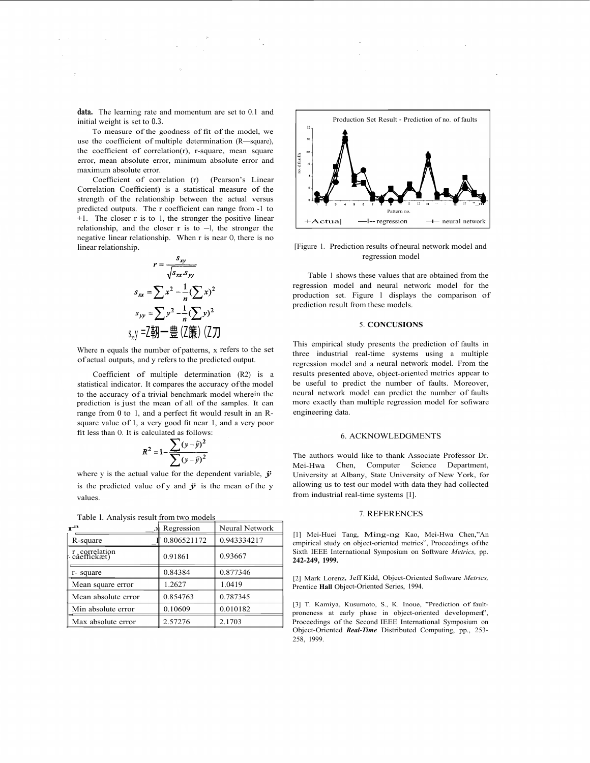**data.** The learning rate and momentum are set to 0.1 and initial weight is set to 0.3.

To measure of the goodness of fit of the model, we use the coefficient of multiple determination (R—square), the coefficient of correlation(r), r-square, mean square error, mean absolute error, minimum absolute error and maximum absolute error.

Coefficient of correlation (r) (Pearson's Linear Correlation Coefficient) is a statistical measure of the strength of the relationship between the actual versus predicted outputs. The r coefficient can range from -1 to +1. The closer r is to 1, the stronger the positive linear relationship, and the closer r is to –1, the stronger the negative linear relationship. When r is near 0, there is no linear relationship.

$$r = \frac{s_{xy}}{\sqrt{s_{xx} \cdot s_{yy}}}$$

$$s_{xx} = \sum x^2 - \frac{1}{n}(\sum x)^2$$

$$s_{yy} = \sum y^2 - \frac{1}{n}(\sum y)^2$$

$$s_{xy} = \sum xy - \frac{1}{n}(\sum x)(\sum y)$$

Where n equals the number of patterns, x refers to the set of actual outputs, and y refers to the predicted output.

Coefficient of multiple determination (R2) is a statistical indicator. It compares the accuracy of the model to the accuracy of a trivial benchmark model wherein the prediction is just the mean of all of the samples. It can range from 0 to 1, and a perfect fit would result in an R-square value of 1, a very good fit near 1, and a very poor fit less than 0. It is calculated as follows:

$$R^2 = 1 - \frac{\sum (y - \hat{y})^2}{\sum (y - \bar{y})^2}$$

where y is the actual value for the dependent variable, $\hat{y}$ is the predicted value of y and $\bar{y}$ is the mean of the y values.

Table 1. Analysis result from two models

| | Regression | Neural Network |
|---|---|---|
| R-square | 0.806521172 | 0.943334217 |
| r correlation coefficient) | 0.91861 | 0.93667 |
| r- square | 0.84384 | 0.877346 |
| Mean square error | 1.2627 | 1.0419 |
| Mean absolute error | 0.854763 | 0.787345 |
| Min absolute error | 0.10609 | 0.010182 |
| Max absolute error | 2.57276 | 2.1703 |

[Figure 1. Prediction results of neural network model and regression model

Table 1 shows these values that are obtained from the regression model and neural network model for the production set. Figure 1 displays the comparison of prediction result from these models.

## 5. CONCUSIONS

This empirical study presents the prediction of faults in three industrial real-time systems using a multiple regression model and a neural network model. From the results presented above, object-oriented metrics appear to be useful to predict the number of faults. Moreover, neural network model can predict the number of faults more exactly than multiple regression model for sofiware engineering data.

## 6. ACKNOWLEDGMENTS

The authors would like to thank Associate Professor Dr. Mei-Hwa Chen, Computer Science Department, University at Albany, State University of New York, for allowing us to test our model with data they had collected from industrial real-time systems [1].

## 7. REFERENCES

[1] Mei-Huei Tang, Ming-ng Kao, Mei-Hwa Chen,"An empirical study on object-oriented metrics", Proceedings of the Sixth IEEE International Symposium on Software *Metrics,* pp. **242-249, 1999.**

[2] Mark Lorenz, Jeff Kidd, Object-Oriented Software *Metrics,* Prentice **Hall** Object-Oriented Series, 1994.

[3] T. Kamiya, Kusumoto, S., K. Inoue, "Prediction of fault-proneness at early phase in object-oriented development", Proceedings of the Second IEEE International Symposium on Object-Oriented ***Real-Time*** Distributed Computing, pp., 253-258, 1999.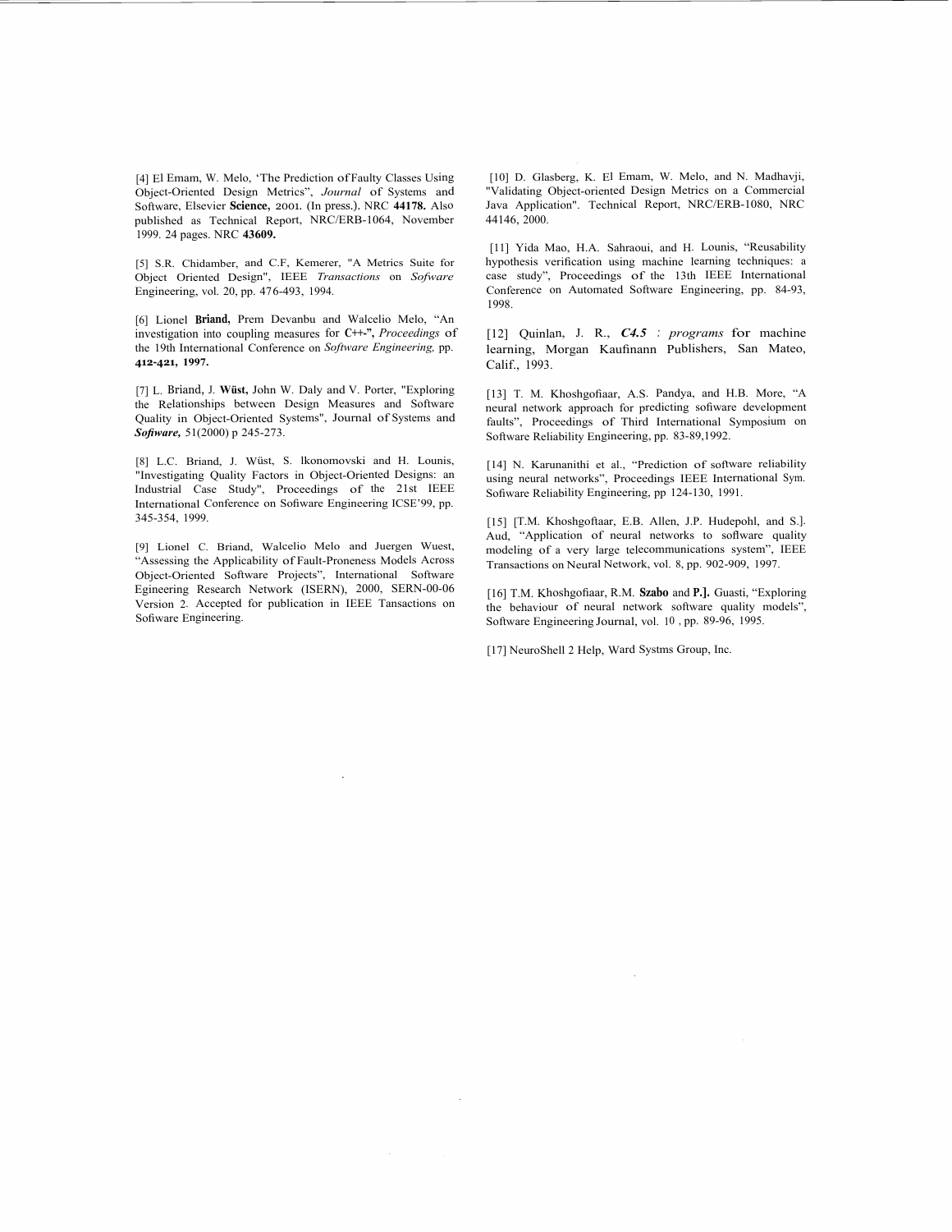[4] El Emam, W. Melo, 'The Prediction of Faulty Classes Using Object-Oriented Design Metrics", *Journal* of Systems and Software, Elsevier **Science,** 2001. (In press.). NRC **44178.** Also published as Technical Report, NRC/ERB-1064, November 1999. 24 pages. NRC **43609.**

[5] S.R. Chidamber, and C.F, Kemerer, "A Metrics Suite for Object Oriented Design", IEEE *Transactions* on *Sofware* Engineering, vol. 20, pp. 476-493, 1994.

[6] Lionel **Briand,** Prem Devanbu and Walcelio Melo, "An investigation into coupling measures for **C++-",** *Proceedings* of the 19th International Conference on *Software Engineering,* pp. **412-421, 1997.**

[7] L. Briand, J. **Wüst,** John W. Daly and V. Porter, "Exploring the Relationships between Design Measures and Software Quality in Object-Oriented Systems", Journal of Systems and ***Sofiware,*** 51(2000) p 245-273.

[8] L.C. Briand, J. Wüst, S. lkonomovski and H. Lounis, "Investigating Quality Factors in Object-Oriented Designs: an Industrial Case Study", Proceedings of the 21st IEEE International Conference on Sofiware Engineering ICSE'99, pp. 345-354, 1999.

[9] Lionel C. Briand, Walcelio Melo and Juergen Wuest, "Assessing the Applicability of Fault-Proneness Models Across Object-Oriented Software Projects", International Software Egineering Research Network (ISERN), 2000, SERN-00-06 Version 2. Accepted for publication in IEEE Tansactions on Sofiware Engineering.

[10] D. Glasberg, K. El Emam, W. Melo, and N. Madhavji, "Validating Object-oriented Design Metrics on a Commercial Java Application". Technical Report, NRC/ERB-1080, NRC 44146, 2000.

[11] Yida Mao, H.A. Sahraoui, and H. Lounis, "Reusability hypothesis verification using machine learning techniques: a case study", Proceedings of the 13th IEEE International Conference on Automated Software Engineering, pp. 84-93, 1998.

[12] Quinlan, J. R., ***C4.5*** *: programs* for machine learning, Morgan Kaufinann Publishers, San Mateo, Calif., 1993.

[13] T. M. Khoshgofiaar, A.S. Pandya, and H.B. More, "A neural network approach for predicting sofiware development faults", Proceedings of Third International Symposium on Software Reliability Engineering, pp. 83-89,1992.

[14] N. Karunanithi et al., "Prediction of software reliability using neural networks", Proceedings IEEE International Sym. Sofiware Reliability Engineering, pp 124-130, 1991.

[15] [T.M. Khoshgoftaar, E.B. Allen, J.P. Hudepohl, and S.]. Aud, "Application of neural networks to sofiware quality modeling of a very large telecommunications system", IEEE Transactions on Neural Network, vol. 8, pp. 902-909, 1997.

[16] T.M. Khoshgofiaar, R.M. **Szabo** and **P.].** Guasti, "Exploring the behaviour of neural network software quality models", Software Engineering Journal, vol. 10 , pp. 89-96, 1995.

[17] NeuroShell 2 Help, Ward Systms Group, Inc.